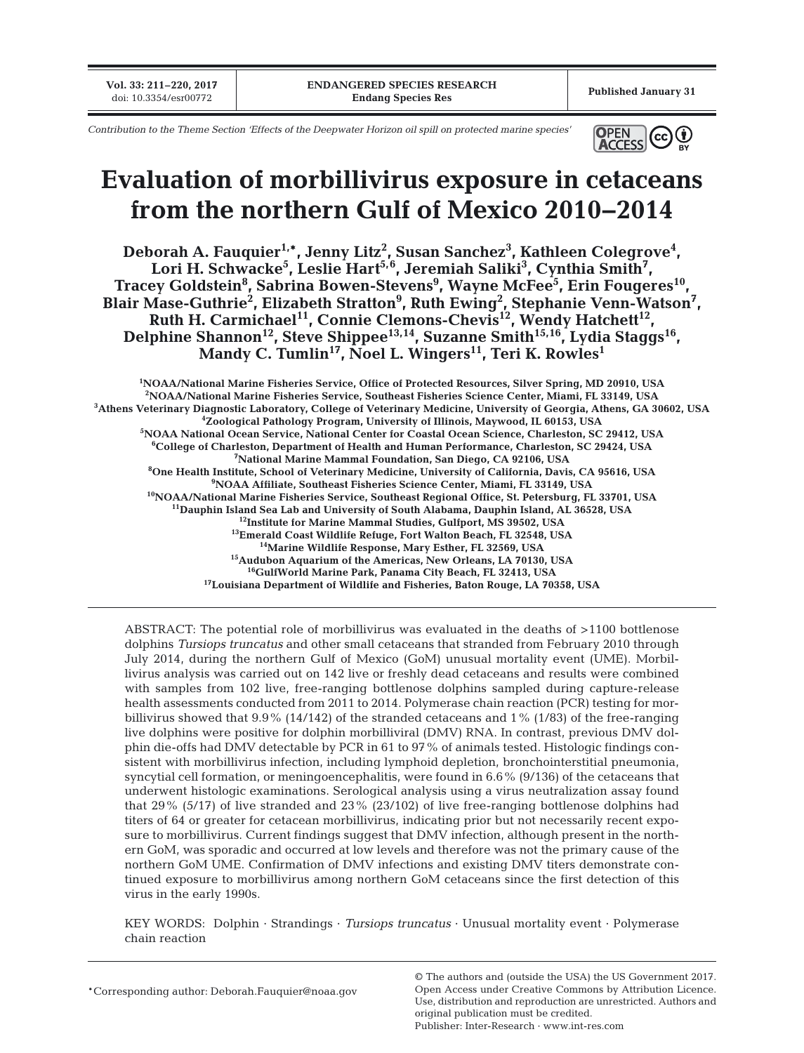Contribution to the Theme Section 'Effects of the Deepwater Horizon oil spill on protected marine species'

# Evaluation of morbillivirus exposure in cetaceans from the northern Gulf of Mexico 2010–2014

**Deborah A. Fauquier[1,*], Jenny Litz[2], Susan Sanchez[3], Kathleen Colegrove[4], Lori H. Schwacke[5], Leslie Hart[5,6], Jeremiah Saliki[3], Cynthia Smith[7], Tracey Goldstein[8], Sabrina Bowen-Stevens[9], Wayne McFee[5], Erin Fougeres[10], Blair Mase-Guthrie[2], Elizabeth Stratton[9], Ruth Ewing[2], Stephanie Venn-Watson[7], Ruth H. Carmichael[11], Connie Clemons-Chevis[12], Wendy Hatchett[12], Delphine Shannon[12], Steve Shippee[13,14], Suzanne Smith[15,16], Lydia Staggs[16], Mandy C. Tumlin[17], Noel L. Wingers[11], Teri K. Rowles[1]**

[1]NOAA/National Marine Fisheries Service, Office of Protected Resources, Silver Spring, MD 20910, USA
[2]NOAA/National Marine Fisheries Service, Southeast Fisheries Science Center, Miami, FL 33149, USA
[3]Athens Veterinary Diagnostic Laboratory, College of Veterinary Medicine, University of Georgia, Athens, GA 30602, USA
[4]Zoological Pathology Program, University of Illinois, Maywood, IL 60153, USA
[5]NOAA National Ocean Service, National Center for Coastal Ocean Science, Charleston, SC 29412, USA
[6]College of Charleston, Department of Health and Human Performance, Charleston, SC 29424, USA
[7]National Marine Mammal Foundation, San Diego, CA 92106, USA
[8]One Health Institute, School of Veterinary Medicine, University of California, Davis, CA 95616, USA
[9]NOAA Affiliate, Southeast Fisheries Science Center, Miami, FL 33149, USA
[10]NOAA/National Marine Fisheries Service, Southeast Regional Office, St. Petersburg, FL 33701, USA
[11]Dauphin Island Sea Lab and University of South Alabama, Dauphin Island, AL 36528, USA
[12]Institute for Marine Mammal Studies, Gulfport, MS 39502, USA
[13]Emerald Coast Wildlife Refuge, Fort Walton Beach, FL 32548, USA
[14]Marine Wildlife Response, Mary Esther, FL 32569, USA
[15]Audubon Aquarium of the Americas, New Orleans, LA 70130, USA
[16]GulfWorld Marine Park, Panama City Beach, FL 32413, USA
[17]Louisiana Department of Wildlife and Fisheries, Baton Rouge, LA 70358, USA

ABSTRACT: The potential role of morbillivirus was evaluated in the deaths of >1100 bottlenose dolphins *Tursiops truncatus* and other small cetaceans that stranded from February 2010 through July 2014, during the northern Gulf of Mexico (GoM) unusual mortality event (UME). Morbillivirus analysis was carried out on 142 live or freshly dead cetaceans and results were combined with samples from 102 live, free-ranging bottlenose dolphins sampled during capture-release health assessments conducted from 2011 to 2014. Polymerase chain reaction (PCR) testing for morbillivirus showed that 9.9% (14/142) of the stranded cetaceans and 1% (1/83) of the free-ranging live dolphins were positive for dolphin morbilliviral (DMV) RNA. In contrast, previous DMV dolphin die-offs had DMV detectable by PCR in 61 to 97% of animals tested. Histologic findings consistent with morbillivirus infection, including lymphoid depletion, bronchointerstitial pneumonia, syncytial cell formation, or meningoencephalitis, were found in 6.6% (9/136) of the cetaceans that underwent histologic examinations. Serological analysis using a virus neutralization assay found that 29% (5/17) of live stranded and 23% (23/102) of live free-ranging bottlenose dolphins had titers of 64 or greater for cetacean morbillivirus, indicating prior but not necessarily recent exposure to morbillivirus. Current findings suggest that DMV infection, although present in the northern GoM, was sporadic and occurred at low levels and therefore was not the primary cause of the northern GoM UME. Confirmation of DMV infections and existing DMV titers demonstrate continued exposure to morbillivirus among northern GoM cetaceans since the first detection of this virus in the early 1990s.

KEY WORDS: Dolphin · Strandings · *Tursiops truncatus* · Unusual mortality event · Polymerase chain reaction

*Corresponding author: Deborah.Fauquier@noaa.gov

© The authors and (outside the USA) the US Government 2017. Open Access under Creative Commons by Attribution Licence. Use, distribution and reproduction are unrestricted. Authors and original publication must be credited.
Publisher: Inter-Research · www.int-res.com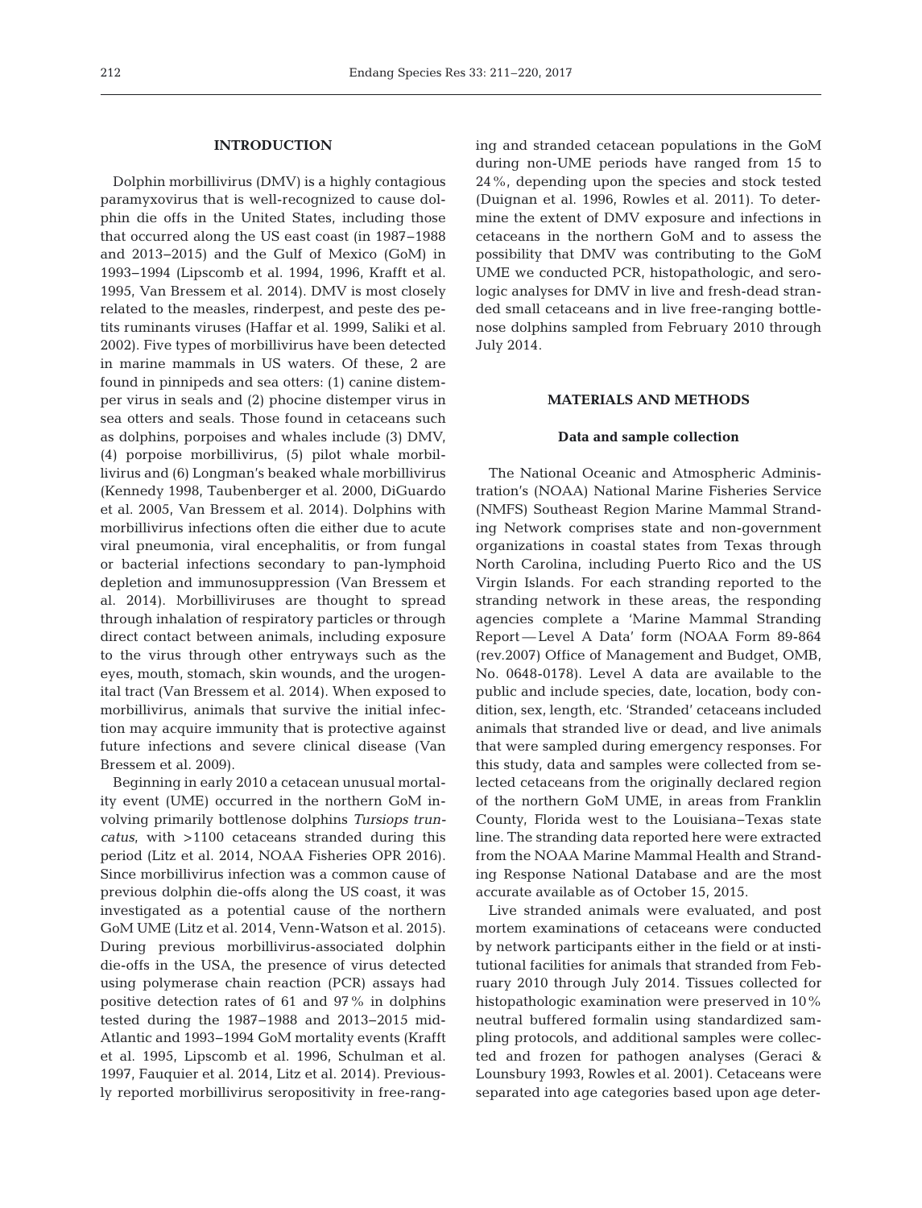## INTRODUCTION

Dolphin morbillivirus (DMV) is a highly contagious paramyxovirus that is well-recognized to cause dolphin die offs in the United States, including those that occurred along the US east coast (in 1987−1988 and 2013−2015) and the Gulf of Mexico (GoM) in 1993−1994 (Lipscomb et al. 1994, 1996, Krafft et al. 1995, Van Bressem et al. 2014). DMV is most closely related to the measles, rinderpest, and peste des petits ruminants viruses (Haffar et al. 1999, Saliki et al. 2002). Five types of morbillivirus have been detected in marine mammals in US waters. Of these, 2 are found in pinnipeds and sea otters: (1) canine distemper virus in seals and (2) phocine distemper virus in sea otters and seals. Those found in cetaceans such as dolphins, porpoises and whales include (3) DMV, (4) porpoise morbillivirus, (5) pilot whale morbillivirus and (6) Longman's beaked whale morbillivirus (Kennedy 1998, Taubenberger et al. 2000, DiGuardo et al. 2005, Van Bressem et al. 2014). Dolphins with morbillivirus infections often die either due to acute viral pneumonia, viral encephalitis, or from fungal or bacterial infections secondary to pan-lymphoid depletion and immunosuppression (Van Bressem et al. 2014). Morbilliviruses are thought to spread through inhalation of respiratory particles or through direct contact between animals, including exposure to the virus through other entryways such as the eyes, mouth, stomach, skin wounds, and the urogenital tract (Van Bressem et al. 2014). When exposed to morbillivirus, animals that survive the initial infection may acquire immunity that is protective against future infections and severe clinical disease (Van Bressem et al. 2009).

Beginning in early 2010 a cetacean unusual mortality event (UME) occurred in the northern GoM involving primarily bottlenose dolphins *Tursiops truncatus*, with >1100 cetaceans stranded during this period (Litz et al. 2014, NOAA Fisheries OPR 2016). Since morbillivirus infection was a common cause of previous dolphin die-offs along the US coast, it was investigated as a potential cause of the northern GoM UME (Litz et al. 2014, Venn-Watson et al. 2015). During previous morbillivirus-associated dolphin die-offs in the USA, the presence of virus detected using polymerase chain reaction (PCR) assays had positive detection rates of 61 and 97% in dolphins tested during the 1987−1988 and 2013−2015 mid-Atlantic and 1993−1994 GoM mortality events (Krafft et al. 1995, Lipscomb et al. 1996, Schulman et al. 1997, Fauquier et al. 2014, Litz et al. 2014). Previously reported morbillivirus seropositivity in free-ranging and stranded cetacean populations in the GoM during non-UME periods have ranged from 15 to 24%, depending upon the species and stock tested (Duignan et al. 1996, Rowles et al. 2011). To determine the extent of DMV exposure and infections in cetaceans in the northern GoM and to assess the possibility that DMV was contributing to the GoM UME we conducted PCR, histopathologic, and serologic analyses for DMV in live and fresh-dead stranded small cetaceans and in live free-ranging bottlenose dolphins sampled from February 2010 through July 2014.

## MATERIALS AND METHODS

### Data and sample collection

The National Oceanic and Atmospheric Administration's (NOAA) National Marine Fisheries Service (NMFS) Southeast Region Marine Mammal Stranding Network comprises state and non-government organizations in coastal states from Texas through North Carolina, including Puerto Rico and the US Virgin Islands. For each stranding reported to the stranding network in these areas, the responding agencies complete a 'Marine Mammal Stranding Report — Level A Data' form (NOAA Form 89-864 (rev.2007) Office of Management and Budget, OMB, No. 0648-0178). Level A data are available to the public and include species, date, location, body condition, sex, length, etc. 'Stranded' cetaceans included animals that stranded live or dead, and live animals that were sampled during emergency responses. For this study, data and samples were collected from selected cetaceans from the originally declared region of the northern GoM UME, in areas from Franklin County, Florida west to the Louisiana−Texas state line. The stranding data reported here were extracted from the NOAA Marine Mammal Health and Stranding Response National Database and are the most accurate available as of October 15, 2015.

Live stranded animals were evaluated, and post mortem examinations of cetaceans were conducted by network participants either in the field or at institutional facilities for animals that stranded from February 2010 through July 2014. Tissues collected for histopathologic examination were preserved in 10% neutral buffered formalin using standardized sampling protocols, and additional samples were collected and frozen for pathogen analyses (Geraci & Lounsbury 1993, Rowles et al. 2001). Cetaceans were separated into age categories based upon age deter-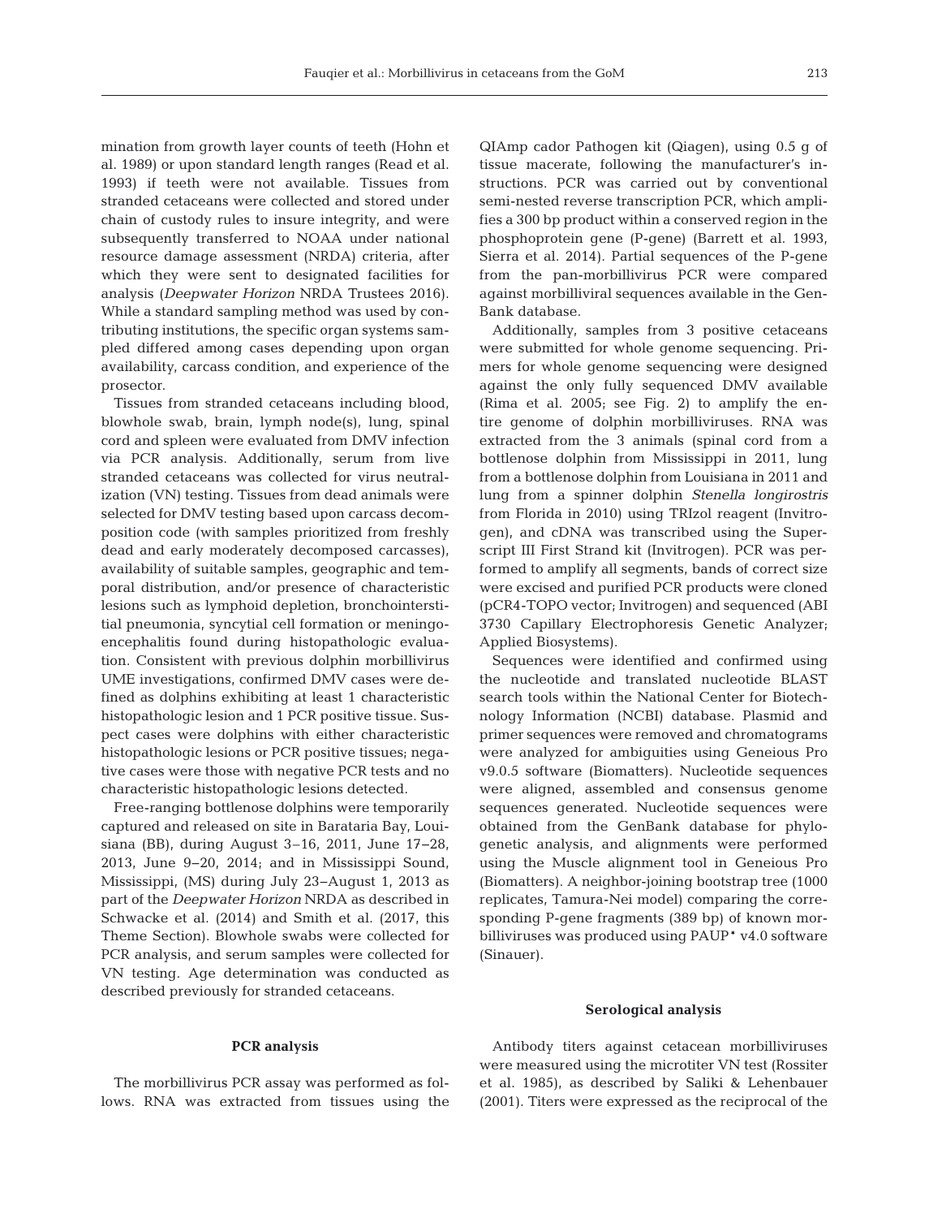mination from growth layer counts of teeth (Hohn et al. 1989) or upon standard length ranges (Read et al. 1993) if teeth were not available. Tissues from stranded cetaceans were collected and stored under chain of custody rules to insure integrity, and were subsequently transferred to NOAA under national resource damage assessment (NRDA) criteria, after which they were sent to designated facilities for analysis (*Deepwater Horizon* NRDA Trustees 2016). While a standard sampling method was used by contributing institutions, the specific organ systems sampled differed among cases depending upon organ availability, carcass condition, and experience of the prosector.

Tissues from stranded cetaceans including blood, blowhole swab, brain, lymph node(s), lung, spinal cord and spleen were evaluated from DMV infection via PCR analysis. Additionally, serum from live stranded cetaceans was collected for virus neutralization (VN) testing. Tissues from dead animals were selected for DMV testing based upon carcass decomposition code (with samples prioritized from freshly dead and early moderately decomposed carcasses), availability of suitable samples, geographic and temporal distribution, and/or presence of characteristic lesions such as lymphoid depletion, bronchointerstitial pneumonia, syncytial cell formation or meningoencephalitis found during histopathologic evaluation. Consistent with previous dolphin morbillivirus UME investigations, confirmed DMV cases were defined as dolphins exhibiting at least 1 characteristic histopathologic lesion and 1 PCR positive tissue. Suspect cases were dolphins with either characteristic histopathologic lesions or PCR positive tissues; negative cases were those with negative PCR tests and no characteristic histopathologic lesions detected.

Free-ranging bottlenose dolphins were temporarily captured and released on site in Barataria Bay, Louisiana (BB), during August 3–16, 2011, June 17–28, 2013, June 9–20, 2014; and in Mississippi Sound, Mississippi, (MS) during July 23–August 1, 2013 as part of the *Deepwater Horizon* NRDA as described in Schwacke et al. (2014) and Smith et al. (2017, this Theme Section). Blowhole swabs were collected for PCR analysis, and serum samples were collected for VN testing. Age determination was conducted as described previously for stranded cetaceans.

## PCR analysis

The morbillivirus PCR assay was performed as follows. RNA was extracted from tissues using the QIAmp cador Pathogen kit (Qiagen), using 0.5 g of tissue macerate, following the manufacturer's instructions. PCR was carried out by conventional semi-nested reverse transcription PCR, which amplifies a 300 bp product within a conserved region in the phosphoprotein gene (P-gene) (Barrett et al. 1993, Sierra et al. 2014). Partial sequences of the P-gene from the pan-morbillivirus PCR were compared against morbilliviral sequences available in the GenBank database.

Additionally, samples from 3 positive cetaceans were submitted for whole genome sequencing. Primers for whole genome sequencing were designed against the only fully sequenced DMV available (Rima et al. 2005; see Fig. 2) to amplify the entire genome of dolphin morbilliviruses. RNA was extracted from the 3 animals (spinal cord from a bottlenose dolphin from Mississippi in 2011, lung from a bottlenose dolphin from Louisiana in 2011 and lung from a spinner dolphin *Stenella longirostris* from Florida in 2010) using TRIzol reagent (Invitrogen), and cDNA was transcribed using the Superscript III First Strand kit (Invitrogen). PCR was performed to amplify all segments, bands of correct size were excised and purified PCR products were cloned (pCR4-TOPO vector; Invitrogen) and sequenced (ABI 3730 Capillary Electrophoresis Genetic Analyzer; Applied Biosystems).

Sequences were identified and confirmed using the nucleotide and translated nucleotide BLAST search tools within the National Center for Biotechnology Information (NCBI) database. Plasmid and primer sequences were removed and chromatograms were analyzed for ambiguities using Geneious Pro v9.0.5 software (Biomatters). Nucleotide sequences were aligned, assembled and consensus genome sequences generated. Nucleotide sequences were obtained from the GenBank database for phylogenetic analysis, and alignments were performed using the Muscle alignment tool in Geneious Pro (Biomatters). A neighbor-joining bootstrap tree (1000 replicates, Tamura-Nei model) comparing the corresponding P-gene fragments (389 bp) of known morbilliviruses was produced using PAUP* v4.0 software (Sinauer).

## Serological analysis

Antibody titers against cetacean morbilliviruses were measured using the microtiter VN test (Rossiter et al. 1985), as described by Saliki & Lehenbauer (2001). Titers were expressed as the reciprocal of the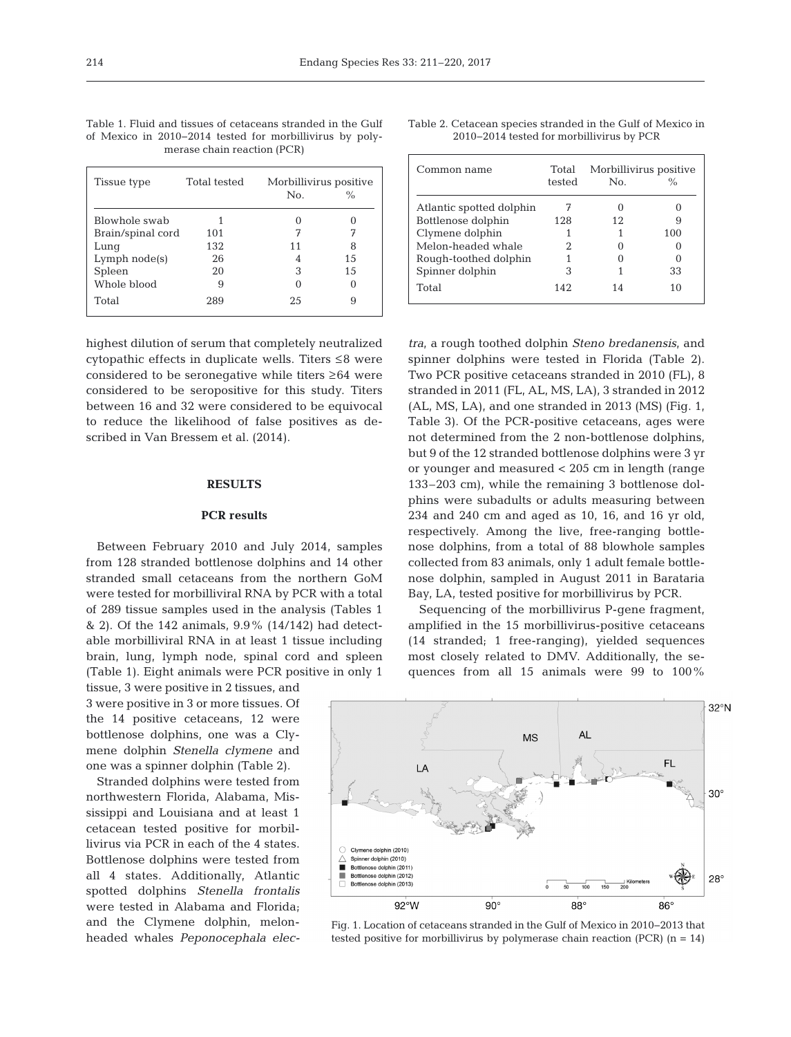Table 1. Fluid and tissues of cetaceans stranded in the Gulf of Mexico in 2010−2014 tested for morbillivirus by polymerase chain reaction (PCR)

| Tissue type | Total tested | Morbillivirus positive | |
|---|---|---|---|
| | | No. | % |
| Blowhole swab | 1 | 0 | 0 |
| Brain/spinal cord | 101 | 7 | 7 |
| Lung | 132 | 11 | 8 |
| Lymph node(s) | 26 | 4 | 15 |
| Spleen | 20 | 3 | 15 |
| Whole blood | 9 | 0 | 0 |
| Total | 289 | 25 | 9 |

Table 2. Cetacean species stranded in the Gulf of Mexico in 2010−2014 tested for morbillivirus by PCR

| Common name | Total tested | Morbillivirus positive | |
|---|---|---|---|
| | | No. | % |
| Atlantic spotted dolphin | 7 | 0 | 0 |
| Bottlenose dolphin | 128 | 12 | 9 |
| Clymene dolphin | 1 | 1 | 100 |
| Melon-headed whale | 2 | 0 | 0 |
| Rough-toothed dolphin | 1 | 0 | 0 |
| Spinner dolphin | 3 | 1 | 33 |
| Total | 142 | 14 | 10 |

highest dilution of serum that completely neutralized cytopathic effects in duplicate wells. Titers ≤8 were considered to be seronegative while titers ≥64 were considered to be seropositive for this study. Titers between 16 and 32 were considered to be equivocal to reduce the likelihood of false positives as described in Van Bressem et al. (2014).

## RESULTS

### PCR results

Between February 2010 and July 2014, samples from 128 stranded bottlenose dolphins and 14 other stranded small cetaceans from the northern GoM were tested for morbilliviral RNA by PCR with a total of 289 tissue samples used in the analysis (Tables 1 & 2). Of the 142 animals, 9.9% (14/142) had detectable morbilliviral RNA in at least 1 tissue including brain, lung, lymph node, spinal cord and spleen (Table 1). Eight animals were PCR positive in only 1 tissue, 3 were positive in 2 tissues, and 3 were positive in 3 or more tissues. Of the 14 positive cetaceans, 12 were bottlenose dolphins, one was a Clymene dolphin *Stenella clymene* and one was a spinner dolphin (Table 2).

Stranded dolphins were tested from northwestern Florida, Alabama, Mississippi and Louisiana and at least 1 cetacean tested positive for morbillivirus via PCR in each of the 4 states. Bottlenose dolphins were tested from all 4 states. Additionally, Atlantic spotted dolphins *Stenella frontalis* were tested in Alabama and Florida; and the Clymene dolphin, melon-headed whales *Peponocephala electra*, a rough toothed dolphin *Steno bredanensis*, and spinner dolphins were tested in Florida (Table 2). Two PCR positive cetaceans stranded in 2010 (FL), 8 stranded in 2011 (FL, AL, MS, LA), 3 stranded in 2012 (AL, MS, LA), and one stranded in 2013 (MS) (Fig. 1, Table 3). Of the PCR-positive cetaceans, ages were not determined from the 2 non-bottlenose dolphins, but 9 of the 12 stranded bottlenose dolphins were 3 yr or younger and measured < 205 cm in length (range 133−203 cm), while the remaining 3 bottlenose dolphins were subadults or adults measuring between 234 and 240 cm and aged as 10, 16, and 16 yr old, respectively. Among the live, free-ranging bottlenose dolphins, from a total of 88 blowhole samples collected from 83 animals, only 1 adult female bottlenose dolphin, sampled in August 2011 in Barataria Bay, LA, tested positive for morbillivirus by PCR.

Sequencing of the morbillivirus P-gene fragment, amplified in the 15 morbillivirus-positive cetaceans (14 stranded; 1 free-ranging), yielded sequences most closely related to DMV. Additionally, the sequences from all 15 animals were 99 to 100%

Fig. 1. Location of cetaceans stranded in the Gulf of Mexico in 2010−2013 that tested positive for morbillivirus by polymerase chain reaction (PCR) (n = 14)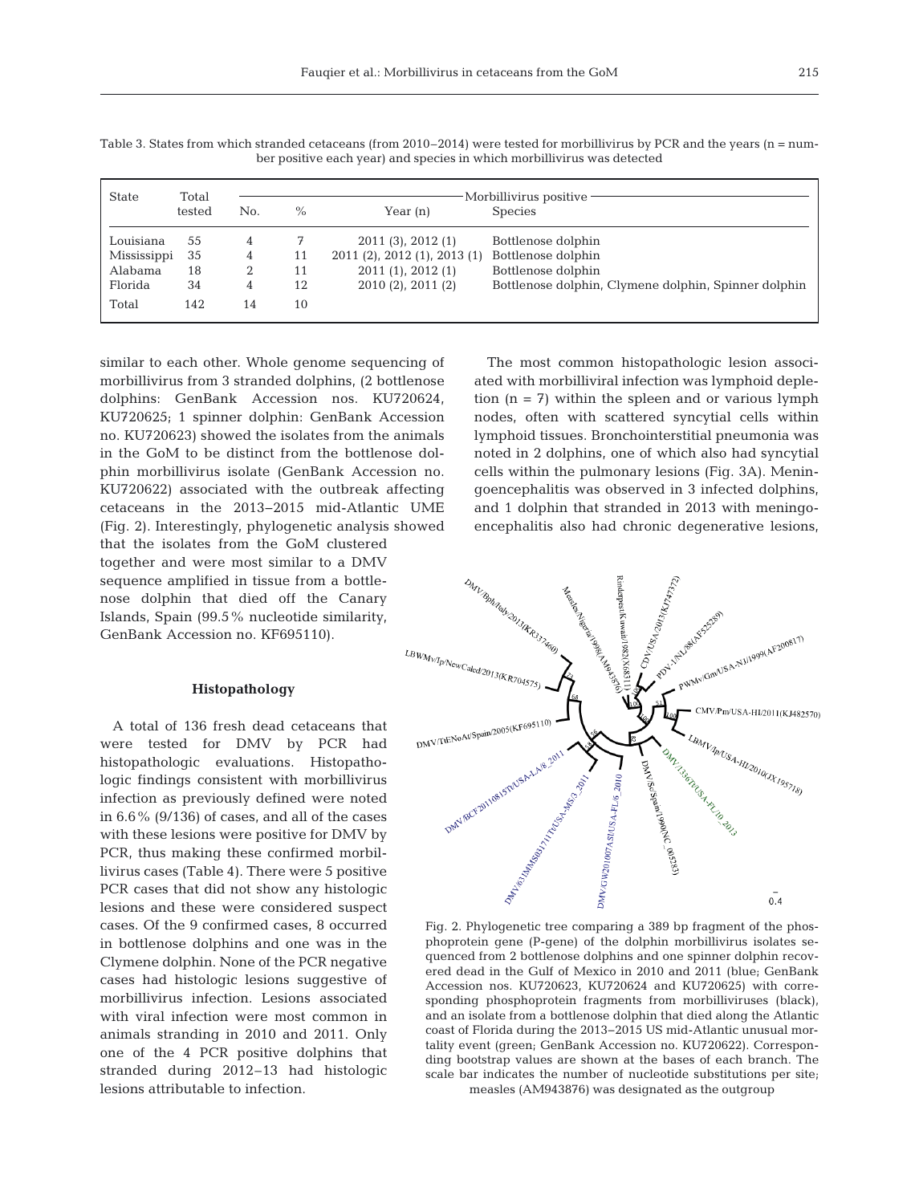Table 3. States from which stranded cetaceans (from 2010–2014) were tested for morbillivirus by PCR and the years (n = number positive each year) and species in which morbillivirus was detected

| State | Total tested | Morbillivirus positive | | | |
|---|---|---|---|---|---|
| | | No. | % | Year (n) | Species |
| Louisiana | 55 | 4 | 7 | 2011 (3), 2012 (1) | Bottlenose dolphin |
| Mississippi | 35 | 4 | 11 | 2011 (2), 2012 (1), 2013 (1) | Bottlenose dolphin |
| Alabama | 18 | 2 | 11 | 2011 (1), 2012 (1) | Bottlenose dolphin |
| Florida | 34 | 4 | 12 | 2010 (2), 2011 (2) | Bottlenose dolphin, Clymene dolphin, Spinner dolphin |
| Total | 142 | 14 | 10 | | |

similar to each other. Whole genome sequencing of morbillivirus from 3 stranded dolphins, (2 bottlenose dolphins: GenBank Accession nos. KU720624, KU720625; 1 spinner dolphin: GenBank Accession no. KU720623) showed the isolates from the animals in the GoM to be distinct from the bottlenose dolphin morbillivirus isolate (GenBank Accession no. KU720622) associated with the outbreak affecting cetaceans in the 2013–2015 mid-Atlantic UME (Fig. 2). Interestingly, phylogenetic analysis showed that the isolates from the GoM clustered together and were most similar to a DMV sequence amplified in tissue from a bottlenose dolphin that died off the Canary Islands, Spain (99.5% nucleotide similarity, GenBank Accession no. KF695110).

### Histopathology

A total of 136 fresh dead cetaceans that were tested for DMV by PCR had histopathologic evaluations. Histopathologic findings consistent with morbillivirus infection as previously defined were noted in 6.6% (9/136) of cases, and all of the cases with these lesions were positive for DMV by PCR, thus making these confirmed morbillivirus cases (Table 4). There were 5 positive PCR cases that did not show any histologic lesions and these were considered suspect cases. Of the 9 confirmed cases, 8 occurred in bottlenose dolphins and one was in the Clymene dolphin. None of the PCR negative cases had histologic lesions suggestive of morbillivirus infection. Lesions associated with viral infection were most common in animals stranding in 2010 and 2011. Only one of the 4 PCR positive dolphins that stranded during 2012–13 had histologic lesions attributable to infection.

The most common histopathologic lesion associated with morbilliviral infection was lymphoid depletion (n = 7) within the spleen and or various lymph nodes, often with scattered syncytial cells within lymphoid tissues. Bronchointerstitial pneumonia was noted in 2 dolphins, one of which also had syncytial cells within the pulmonary lesions (Fig. 3A). Meningoencephalitis was observed in 3 infected dolphins, and 1 dolphin that stranded in 2013 with meningoencephalitis also had chronic degenerative lesions,

Fig. 2. Phylogenetic tree comparing a 389 bp fragment of the phosphoprotein gene (P-gene) of the dolphin morbillivirus isolates sequenced from 2 bottlenose dolphins and one spinner dolphin recovered dead in the Gulf of Mexico in 2010 and 2011 (blue; GenBank Accession nos. KU720623, KU720624 and KU720625) with corresponding phosphoprotein fragments from morbilliviruses (black), and an isolate from a bottlenose dolphin that died along the Atlantic coast of Florida during the 2013–2015 US mid-Atlantic unusual mortality event (green; GenBank Accession no. KU720622). Corresponding bootstrap values are shown at the bases of each branch. The scale bar indicates the number of nucleotide substitutions per site; measles (AM943876) was designated as the outgroup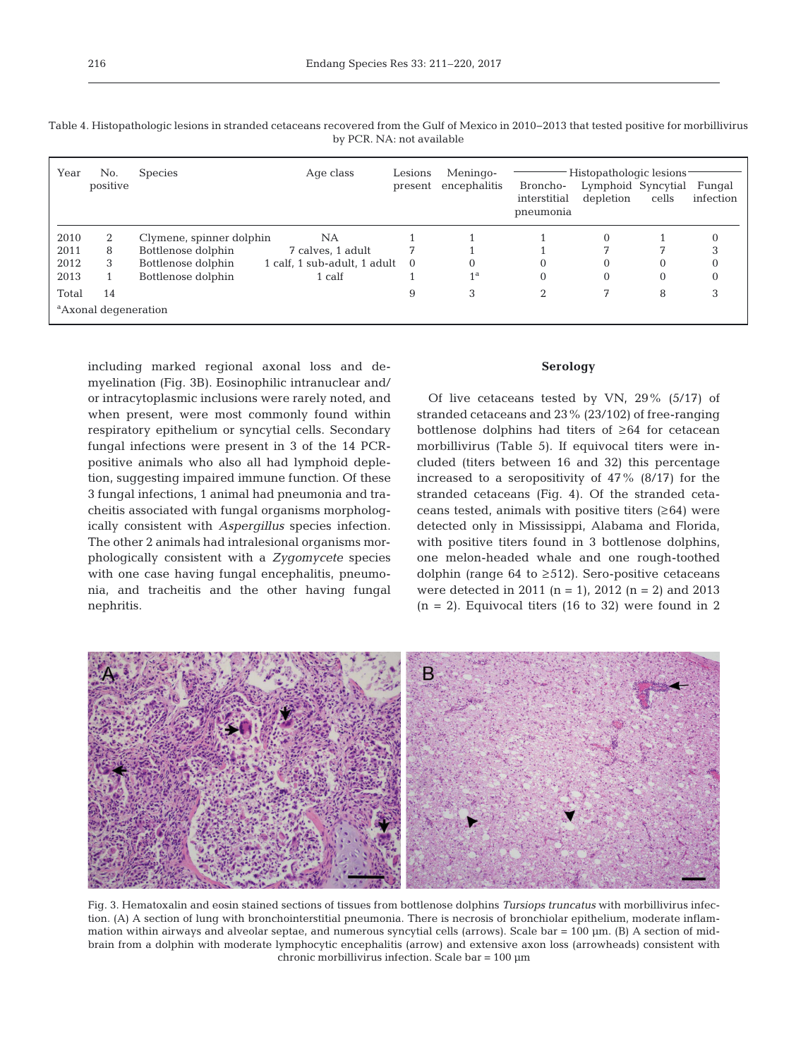Table 4. Histopathologic lesions in stranded cetaceans recovered from the Gulf of Mexico in 2010–2013 that tested positive for morbillivirus by PCR. NA: not available

| Year | No. positive | Species | Age class | Lesions present | Meningo-encephalitis | Histopathologic lesions: Broncho-interstitial pneumonia | Lymphoid depletion | Syncytial cells | Fungal infection |
|---|---|---|---|---|---|---|---|---|---|
| 2010 | 2 | Clymene, spinner dolphin | NA | 1 | 1 | 1 | 0 | 1 | 0 |
| 2011 | 8 | Bottlenose dolphin | 7 calves, 1 adult | 7 | 1 | 1 | 7 | 7 | 3 |
| 2012 | 3 | Bottlenose dolphin | 1 calf, 1 sub-adult, 1 adult | 0 | 0 | 0 | 0 | 0 | 0 |
| 2013 | 1 | Bottlenose dolphin | 1 calf | 1 | 1[a] | 0 | 0 | 0 | 0 |
| Total | 14 | | | 9 | 3 | 2 | 7 | 8 | 3 |

[a]Axonal degeneration

including marked regional axonal loss and demyelination (Fig. 3B). Eosinophilic intranuclear and/or intracytoplasmic inclusions were rarely noted, and when present, were most commonly found within respiratory epithelium or syncytial cells. Secondary fungal infections were present in 3 of the 14 PCR-positive animals who also all had lymphoid depletion, suggesting impaired immune function. Of these 3 fungal infections, 1 animal had pneumonia and tracheitis associated with fungal organisms morphologically consistent with *Aspergillus* species infection. The other 2 animals had intralesional organisms morphologically consistent with a *Zygomycete* species with one case having fungal encephalitis, pneumonia, and tracheitis and the other having fungal nephritis.

### Serology

Of live cetaceans tested by VN, 29% (5/17) of stranded cetaceans and 23% (23/102) of free-ranging bottlenose dolphins had titers of ≥64 for cetacean morbillivirus (Table 5). If equivocal titers were included (titers between 16 and 32) this percentage increased to a seropositivity of 47% (8/17) for the stranded cetaceans (Fig. 4). Of the stranded cetaceans tested, animals with positive titers (≥64) were detected only in Mississippi, Alabama and Florida, with positive titers found in 3 bottlenose dolphins, one melon-headed whale and one rough-toothed dolphin (range 64 to ≥512). Sero-positive cetaceans were detected in 2011 (n = 1), 2012 (n = 2) and 2013 (n = 2). Equivocal titers (16 to 32) were found in 2

Fig. 3. Hematoxalin and eosin stained sections of tissues from bottlenose dolphins *Tursiops truncatus* with morbillivirus infection. (A) A section of lung with bronchointerstitial pneumonia. There is necrosis of bronchiolar epithelium, moderate inflammation within airways and alveolar septae, and numerous syncytial cells (arrows). Scale bar = 100 µm. (B) A section of midbrain from a dolphin with moderate lymphocytic encephalitis (arrow) and extensive axon loss (arrowheads) consistent with chronic morbillivirus infection. Scale bar = 100 µm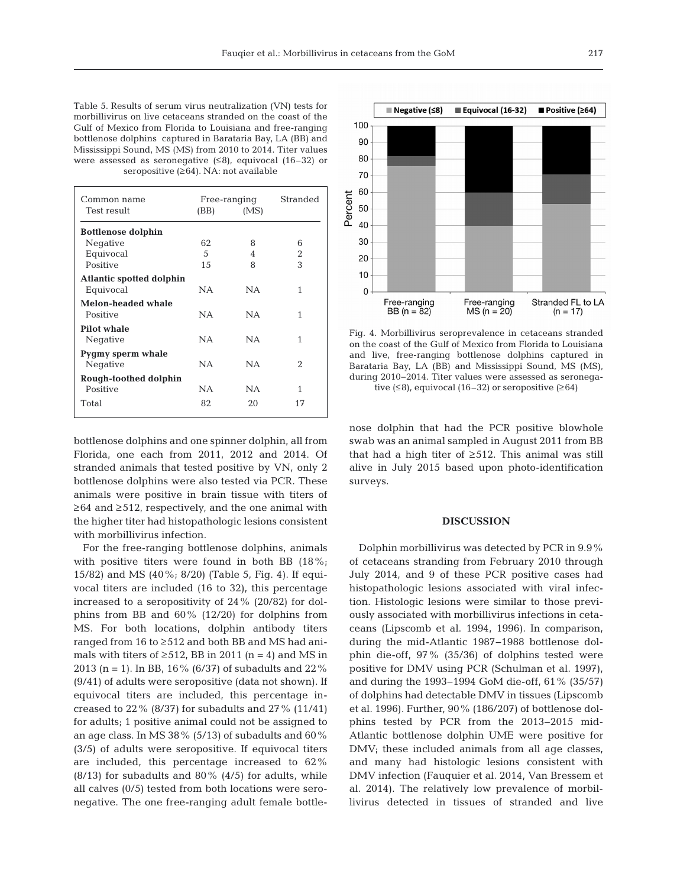Table 5. Results of serum virus neutralization (VN) tests for morbillivirus on live cetaceans stranded on the coast of the Gulf of Mexico from Florida to Louisiana and free-ranging bottlenose dolphins captured in Barataria Bay, LA (BB) and Mississippi Sound, MS (MS) from 2010 to 2014. Titer values were assessed as seronegative (≤8), equivocal (16–32) or seropositive (≥64). NA: not available

| Common name / Test result | Free-ranging (BB) | (MS) | Stranded |
|---|---|---|---|
| **Bottlenose dolphin** | | | |
| Negative | 62 | 8 | 6 |
| Equivocal | 5 | 4 | 2 |
| Positive | 15 | 8 | 3 |
| **Atlantic spotted dolphin** | | | |
| Equivocal | NA | NA | 1 |
| **Melon-headed whale** | | | |
| Positive | NA | NA | 1 |
| **Pilot whale** | | | |
| Negative | NA | NA | 1 |
| **Pygmy sperm whale** | | | |
| Negative | NA | NA | 2 |
| **Rough-toothed dolphin** | | | |
| Positive | NA | NA | 1 |
| Total | 82 | 20 | 17 |

Fig. 4. Morbillivirus seroprevalence in cetaceans stranded on the coast of the Gulf of Mexico from Florida to Louisiana and live, free-ranging bottlenose dolphins captured in Barataria Bay, LA (BB) and Mississippi Sound, MS (MS), during 2010–2014. Titer values were assessed as seronegative (≤8), equivocal (16–32) or seropositive (≥64)

bottlenose dolphins and one spinner dolphin, all from Florida, one each from 2011, 2012 and 2014. Of stranded animals that tested positive by VN, only 2 bottlenose dolphins were also tested via PCR. These animals were positive in brain tissue with titers of ≥64 and ≥512, respectively, and the one animal with the higher titer had histopathologic lesions consistent with morbillivirus infection.

For the free-ranging bottlenose dolphins, animals with positive titers were found in both BB (18%; 15/82) and MS (40%; 8/20) (Table 5, Fig. 4). If equivocal titers are included (16 to 32), this percentage increased to a seropositivity of 24% (20/82) for dolphins from BB and 60% (12/20) for dolphins from MS. For both locations, dolphin antibody titers ranged from 16 to ≥512 and both BB and MS had animals with titers of ≥512, BB in 2011 (n = 4) and MS in 2013 (n = 1). In BB, 16% (6/37) of subadults and 22% (9/41) of adults were seropositive (data not shown). If equivocal titers are included, this percentage increased to 22% (8/37) for subadults and 27% (11/41) for adults; 1 positive animal could not be assigned to an age class. In MS 38% (5/13) of subadults and 60% (3/5) of adults were seropositive. If equivocal titers are included, this percentage increased to 62% (8/13) for subadults and 80% (4/5) for adults, while all calves (0/5) tested from both locations were seronegative. The one free-ranging adult female bottlenose dolphin that had the PCR positive blowhole swab was an animal sampled in August 2011 from BB that had a high titer of ≥512. This animal was still alive in July 2015 based upon photo-identification surveys.

## DISCUSSION

Dolphin morbillivirus was detected by PCR in 9.9% of cetaceans stranding from February 2010 through July 2014, and 9 of these PCR positive cases had histopathologic lesions associated with viral infection. Histologic lesions were similar to those previously associated with morbillivirus infections in cetaceans (Lipscomb et al. 1994, 1996). In comparison, during the mid-Atlantic 1987–1988 bottlenose dolphin die-off, 97% (35/36) of dolphins tested were positive for DMV using PCR (Schulman et al. 1997), and during the 1993–1994 GoM die-off, 61% (35/57) of dolphins had detectable DMV in tissues (Lipscomb et al. 1996). Further, 90% (186/207) of bottlenose dolphins tested by PCR from the 2013–2015 mid-Atlantic bottlenose dolphin UME were positive for DMV; these included animals from all age classes, and many had histologic lesions consistent with DMV infection (Fauquier et al. 2014, Van Bressem et al. 2014). The relatively low prevalence of morbillivirus detected in tissues of stranded and live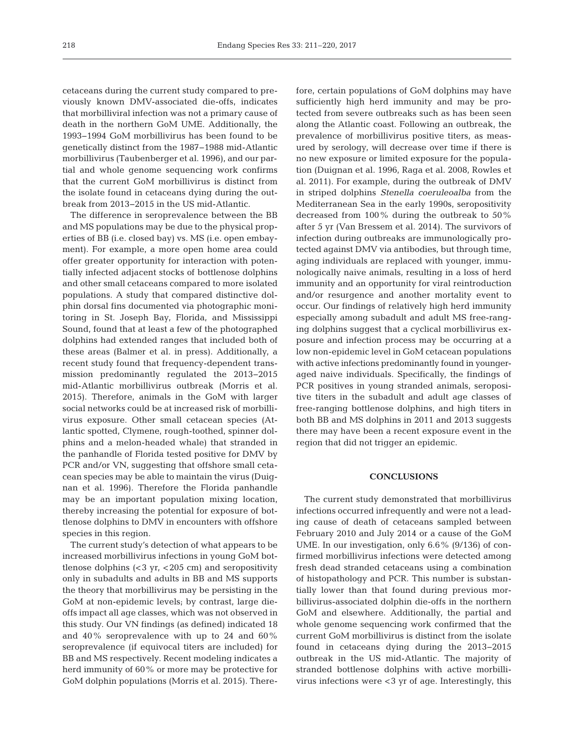cetaceans during the current study compared to previously known DMV-associated die-offs, indicates that morbilliviral infection was not a primary cause of death in the northern GoM UME. Additionally, the 1993–1994 GoM morbillivirus has been found to be genetically distinct from the 1987–1988 mid-Atlantic morbillivirus (Taubenberger et al. 1996), and our partial and whole genome sequencing work confirms that the current GoM morbillivirus is distinct from the isolate found in cetaceans dying during the outbreak from 2013–2015 in the US mid-Atlantic.

The difference in seroprevalence between the BB and MS populations may be due to the physical properties of BB (i.e. closed bay) vs. MS (i.e. open embayment). For example, a more open home area could offer greater opportunity for interaction with potentially infected adjacent stocks of bottlenose dolphins and other small cetaceans compared to more isolated populations. A study that compared distinctive dolphin dorsal fins documented via photographic monitoring in St. Joseph Bay, Florida, and Mississippi Sound, found that at least a few of the photographed dolphins had extended ranges that included both of these areas (Balmer et al. in press). Additionally, a recent study found that frequency-dependent transmission predominantly regulated the 2013–2015 mid-Atlantic morbillivirus outbreak (Morris et al. 2015). Therefore, animals in the GoM with larger social networks could be at increased risk of morbillivirus exposure. Other small cetacean species (Atlantic spotted, Clymene, rough-toothed, spinner dolphins and a melon-headed whale) that stranded in the panhandle of Florida tested positive for DMV by PCR and/or VN, suggesting that offshore small cetacean species may be able to maintain the virus (Duignan et al. 1996). Therefore the Florida panhandle may be an important population mixing location, thereby increasing the potential for exposure of bottlenose dolphins to DMV in encounters with offshore species in this region.

The current study's detection of what appears to be increased morbillivirus infections in young GoM bottlenose dolphins (<3 yr, <205 cm) and seropositivity only in subadults and adults in BB and MS supports the theory that morbillivirus may be persisting in the GoM at non-epidemic levels; by contrast, large die-offs impact all age classes, which was not observed in this study. Our VN findings (as defined) indicated 18 and 40% seroprevalence with up to 24 and 60% seroprevalence (if equivocal titers are included) for BB and MS respectively. Recent modeling indicates a herd immunity of 60% or more may be protective for GoM dolphin populations (Morris et al. 2015). Therefore, certain populations of GoM dolphins may have sufficiently high herd immunity and may be protected from severe outbreaks such as has been seen along the Atlantic coast. Following an outbreak, the prevalence of morbillivirus positive titers, as measured by serology, will decrease over time if there is no new exposure or limited exposure for the population (Duignan et al. 1996, Raga et al. 2008, Rowles et al. 2011). For example, during the outbreak of DMV in striped dolphins *Stenella coeruleoalba* from the Mediterranean Sea in the early 1990s, seropositivity decreased from 100% during the outbreak to 50% after 5 yr (Van Bressem et al. 2014). The survivors of infection during outbreaks are immunologically protected against DMV via antibodies, but through time, aging individuals are replaced with younger, immunologically naive animals, resulting in a loss of herd immunity and an opportunity for viral reintroduction and/or resurgence and another mortality event to occur. Our findings of relatively high herd immunity especially among subadult and adult MS free-ranging dolphins suggest that a cyclical morbillivirus exposure and infection process may be occurring at a low non-epidemic level in GoM cetacean populations with active infections predominantly found in younger-aged naive individuals. Specifically, the findings of PCR positives in young stranded animals, seropositive titers in the subadult and adult age classes of free-ranging bottlenose dolphins, and high titers in both BB and MS dolphins in 2011 and 2013 suggests there may have been a recent exposure event in the region that did not trigger an epidemic.

## CONCLUSIONS

The current study demonstrated that morbillivirus infections occurred infrequently and were not a leading cause of death of cetaceans sampled between February 2010 and July 2014 or a cause of the GoM UME. In our investigation, only 6.6% (9/136) of confirmed morbillivirus infections were detected among fresh dead stranded cetaceans using a combination of histopathology and PCR. This number is substantially lower than that found during previous morbillivirus-associated dolphin die-offs in the northern GoM and elsewhere. Additionally, the partial and whole genome sequencing work confirmed that the current GoM morbillivirus is distinct from the isolate found in cetaceans dying during the 2013–2015 outbreak in the US mid-Atlantic. The majority of stranded bottlenose dolphins with active morbillivirus infections were <3 yr of age. Interestingly, this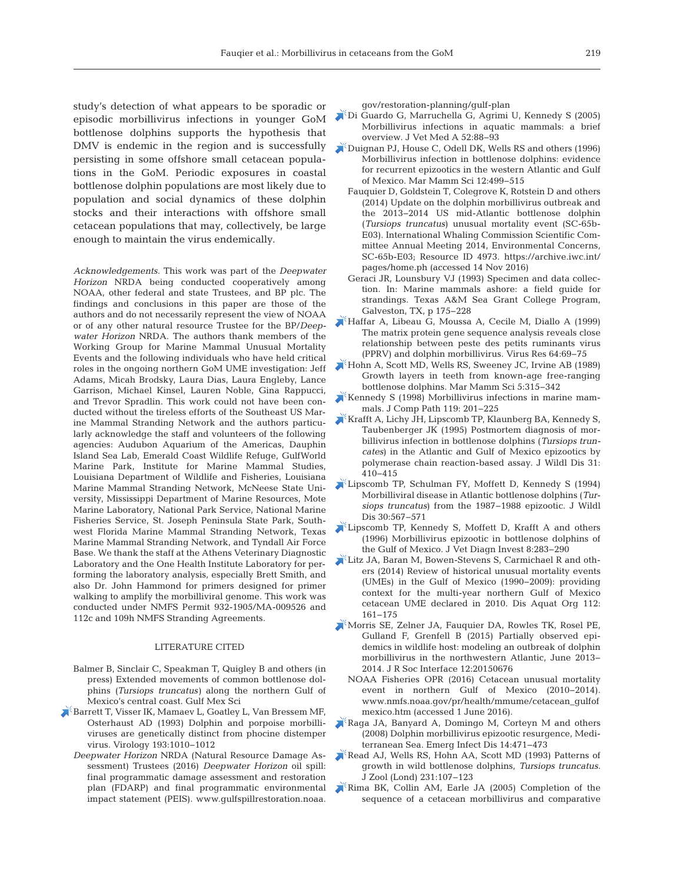study's detection of what appears to be sporadic or episodic morbillivirus infections in younger GoM bottlenose dolphins supports the hypothesis that DMV is endemic in the region and is successfully persisting in some offshore small cetacean populations in the GoM. Periodic exposures in coastal bottlenose dolphin populations are most likely due to population and social dynamics of these dolphin stocks and their interactions with offshore small cetacean populations that may, collectively, be large enough to maintain the virus endemically.

*Acknowledgements.* This work was part of the *Deepwater Horizon* NRDA being conducted cooperatively among NOAA, other federal and state Trustees, and BP plc. The findings and conclusions in this paper are those of the authors and do not necessarily represent the view of NOAA or of any other natural resource Trustee for the BP/*Deepwater Horizon* NRDA. The authors thank members of the Working Group for Marine Mammal Unusual Mortality Events and the following individuals who have held critical roles in the ongoing northern GoM UME investigation: Jeff Adams, Micah Brodsky, Laura Dias, Laura Engleby, Lance Garrison, Michael Kinsel, Lauren Noble, Gina Rappucci, and Trevor Spradlin. This work could not have been conducted without the tireless efforts of the Southeast US Marine Mammal Stranding Network and the authors particularly acknowledge the staff and volunteers of the following agencies: Audubon Aquarium of the Americas, Dauphin Island Sea Lab, Emerald Coast Wildlife Refuge, GulfWorld Marine Park, Institute for Marine Mammal Studies, Louisiana Department of Wildlife and Fisheries, Louisiana Marine Mammal Stranding Network, McNeese State University, Mississippi Department of Marine Resources, Mote Marine Laboratory, National Park Service, National Marine Fisheries Service, St. Joseph Peninsula State Park, Southwest Florida Marine Mammal Stranding Network, Texas Marine Mammal Stranding Network, and Tyndall Air Force Base. We thank the staff at the Athens Veterinary Diagnostic Laboratory and the One Health Institute Laboratory for performing the laboratory analysis, especially Brett Smith, and also Dr. John Hammond for primers designed for primer walking to amplify the morbilliviral genome. This work was conducted under NMFS Permit 932-1905/MA-009526 and 112c and 109h NMFS Stranding Agreements.

## LITERATURE CITED

Balmer B, Sinclair C, Speakman T, Quigley B and others (in press) Extended movements of common bottlenose dolphins (*Tursiops truncatus*) along the northern Gulf of Mexico's central coast. Gulf Mex Sci

Barrett T, Visser IK, Mamaev L, Goatley L, Van Bressem MF, Osterhaust AD (1993) Dolphin and porpoise morbilliviruses are genetically distinct from phocine distemper virus. Virology 193:1010−1012

*Deepwater Horizon* NRDA (Natural Resource Damage Assessment) Trustees (2016) *Deepwater Horizon* oil spill: final programmatic damage assessment and restoration plan (FDARP) and final programmatic environmental impact statement (PEIS). www.gulfspillrestoration.noaa.gov/restoration-planning/gulf-plan

Di Guardo G, Marruchella G, Agrimi U, Kennedy S (2005) Morbillivirus infections in aquatic mammals: a brief overview. J Vet Med A 52:88−93

Duignan PJ, House C, Odell DK, Wells RS and others (1996) Morbillivirus infection in bottlenose dolphins: evidence for recurrent epizootics in the western Atlantic and Gulf of Mexico. Mar Mamm Sci 12:499−515

Fauquier D, Goldstein T, Colegrove K, Rotstein D and others (2014) Update on the dolphin morbillivirus outbreak and the 2013−2014 US mid-Atlantic bottlenose dolphin (*Tursiops truncatus*) unusual mortality event (SC-65b-E03). International Whaling Commission Scientific Committee Annual Meeting 2014, Environmental Concerns, SC-65b-E03; Resource ID 4973. https://archive.iwc.int/pages/home.ph (accessed 14 Nov 2016)

Geraci JR, Lounsbury VJ (1993) Specimen and data collection. In: Marine mammals ashore: a field guide for strandings. Texas A&M Sea Grant College Program, Galveston, TX, p 175−228

Haffar A, Libeau G, Moussa A, Cecile M, Diallo A (1999) The matrix protein gene sequence analysis reveals close relationship between peste des petits ruminants virus (PPRV) and dolphin morbillivirus. Virus Res 64:69−75

Hohn A, Scott MD, Wells RS, Sweeney JC, Irvine AB (1989) Growth layers in teeth from known-age free-ranging bottlenose dolphins. Mar Mamm Sci 5:315−342

Kennedy S (1998) Morbillivirus infections in marine mammals. J Comp Path 119: 201−225

Krafft A, Lichy JH, Lipscomb TP, Klaunberg BA, Kennedy S, Taubenberger JK (1995) Postmortem diagnosis of morbillivirus infection in bottlenose dolphins (*Tursiops truncates*) in the Atlantic and Gulf of Mexico epizootics by polymerase chain reaction-based assay. J Wildl Dis 31: 410−415

Lipscomb TP, Schulman FY, Moffett D, Kennedy S (1994) Morbilliviral disease in Atlantic bottlenose dolphins (*Tursiops truncatus*) from the 1987−1988 epizootic. J Wildl Dis 30:567−571

Lipscomb TP, Kennedy S, Moffett D, Krafft A and others (1996) Morbillivirus epizootic in bottlenose dolphins of the Gulf of Mexico. J Vet Diagn Invest 8:283−290

Litz JA, Baran M, Bowen-Stevens S, Carmichael R and others (2014) Review of historical unusual mortality events (UMEs) in the Gulf of Mexico (1990−2009): providing context for the multi-year northern Gulf of Mexico cetacean UME declared in 2010. Dis Aquat Org 112: 161−175

Morris SE, Zelner JA, Fauquier DA, Rowles TK, Rosel PE, Gulland F, Grenfell B (2015) Partially observed epidemics in wildlife host: modeling an outbreak of dolphin morbillivirus in the northwestern Atlantic, June 2013−2014. J R Soc Interface 12:20150676

NOAA Fisheries OPR (2016) Cetacean unusual mortality event in northern Gulf of Mexico (2010−2014). www.nmfs.noaa.gov/pr/health/mmume/cetacean_gulfofmexico.htm (accessed 1 June 2016).

Raga JA, Banyard A, Domingo M, Corteyn M and others (2008) Dolphin morbillivirus epizootic resurgence, Mediterranean Sea. Emerg Infect Dis 14:471−473

Read AJ, Wells RS, Hohn AA, Scott MD (1993) Patterns of growth in wild bottlenose dolphins, *Tursiops truncatus.* J Zool (Lond) 231:107−123

Rima BK, Collin AM, Earle JA (2005) Completion of the sequence of a cetacean morbillivirus and comparative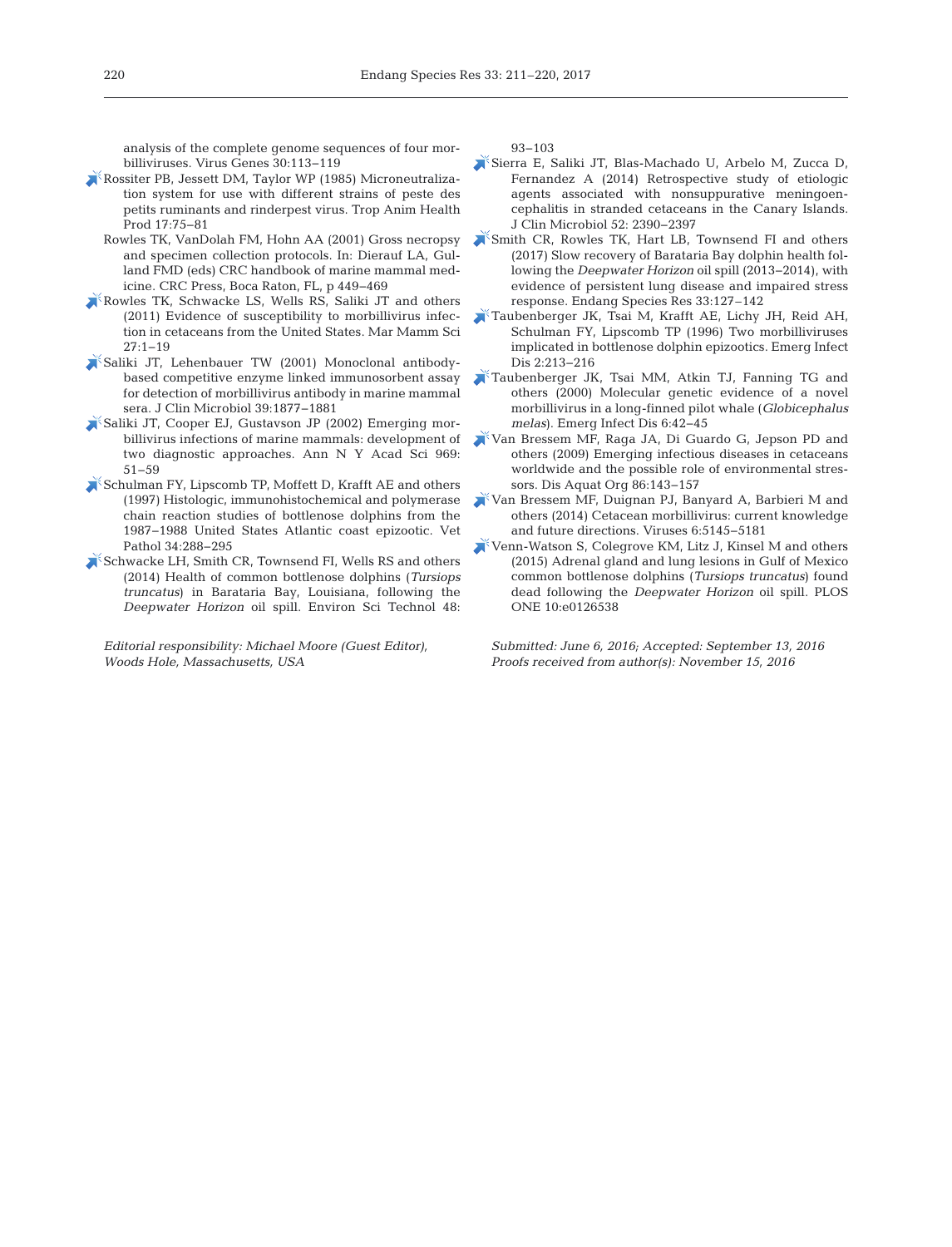analysis of the complete genome sequences of four morbilliviruses. Virus Genes 30:113−119

Rossiter PB, Jessett DM, Taylor WP (1985) Microneutralization system for use with different strains of peste des petits ruminants and rinderpest virus. Trop Anim Health Prod 17:75−81

Rowles TK, VanDolah FM, Hohn AA (2001) Gross necropsy and specimen collection protocols. In: Dierauf LA, Gulland FMD (eds) CRC handbook of marine mammal medicine. CRC Press, Boca Raton, FL, p 449−469

Rowles TK, Schwacke LS, Wells RS, Saliki JT and others (2011) Evidence of susceptibility to morbillivirus infection in cetaceans from the United States. Mar Mamm Sci 27:1−19

Saliki JT, Lehenbauer TW (2001) Monoclonal antibody-based competitive enzyme linked immunosorbent assay for detection of morbillivirus antibody in marine mammal sera. J Clin Microbiol 39:1877−1881

Saliki JT, Cooper EJ, Gustavson JP (2002) Emerging morbillivirus infections of marine mammals: development of two diagnostic approaches. Ann N Y Acad Sci 969: 51−59

Schulman FY, Lipscomb TP, Moffett D, Krafft AE and others (1997) Histologic, immunohistochemical and polymerase chain reaction studies of bottlenose dolphins from the 1987−1988 United States Atlantic coast epizootic. Vet Pathol 34:288−295

Schwacke LH, Smith CR, Townsend FI, Wells RS and others (2014) Health of common bottlenose dolphins (*Tursiops truncatus*) in Barataria Bay, Louisiana, following the *Deepwater Horizon* oil spill. Environ Sci Technol 48: 93−103

Sierra E, Saliki JT, Blas-Machado U, Arbelo M, Zucca D, Fernandez A (2014) Retrospective study of etiologic agents associated with nonsuppurative meningoencephalitis in stranded cetaceans in the Canary Islands. J Clin Microbiol 52: 2390−2397

Smith CR, Rowles TK, Hart LB, Townsend FI and others (2017) Slow recovery of Barataria Bay dolphin health following the *Deepwater Horizon* oil spill (2013−2014), with evidence of persistent lung disease and impaired stress response. Endang Species Res 33:127−142

Taubenberger JK, Tsai M, Krafft AE, Lichy JH, Reid AH, Schulman FY, Lipscomb TP (1996) Two morbilliviruses implicated in bottlenose dolphin epizootics. Emerg Infect Dis 2:213−216

Taubenberger JK, Tsai MM, Atkin TJ, Fanning TG and others (2000) Molecular genetic evidence of a novel morbillivirus in a long-finned pilot whale (*Globicephalus melas*). Emerg Infect Dis 6:42−45

Van Bressem MF, Raga JA, Di Guardo G, Jepson PD and others (2009) Emerging infectious diseases in cetaceans worldwide and the possible role of environmental stressors. Dis Aquat Org 86:143−157

Van Bressem MF, Duignan PJ, Banyard A, Barbieri M and others (2014) Cetacean morbillivirus: current knowledge and future directions. Viruses 6:5145−5181

Venn-Watson S, Colegrove KM, Litz J, Kinsel M and others (2015) Adrenal gland and lung lesions in Gulf of Mexico common bottlenose dolphins (*Tursiops truncatus*) found dead following the *Deepwater Horizon* oil spill. PLOS ONE 10:e0126538

*Editorial responsibility: Michael Moore (Guest Editor), Woods Hole, Massachusetts, USA*

*Submitted: June 6, 2016; Accepted: September 13, 2016*
*Proofs received from author(s): November 15, 2016*